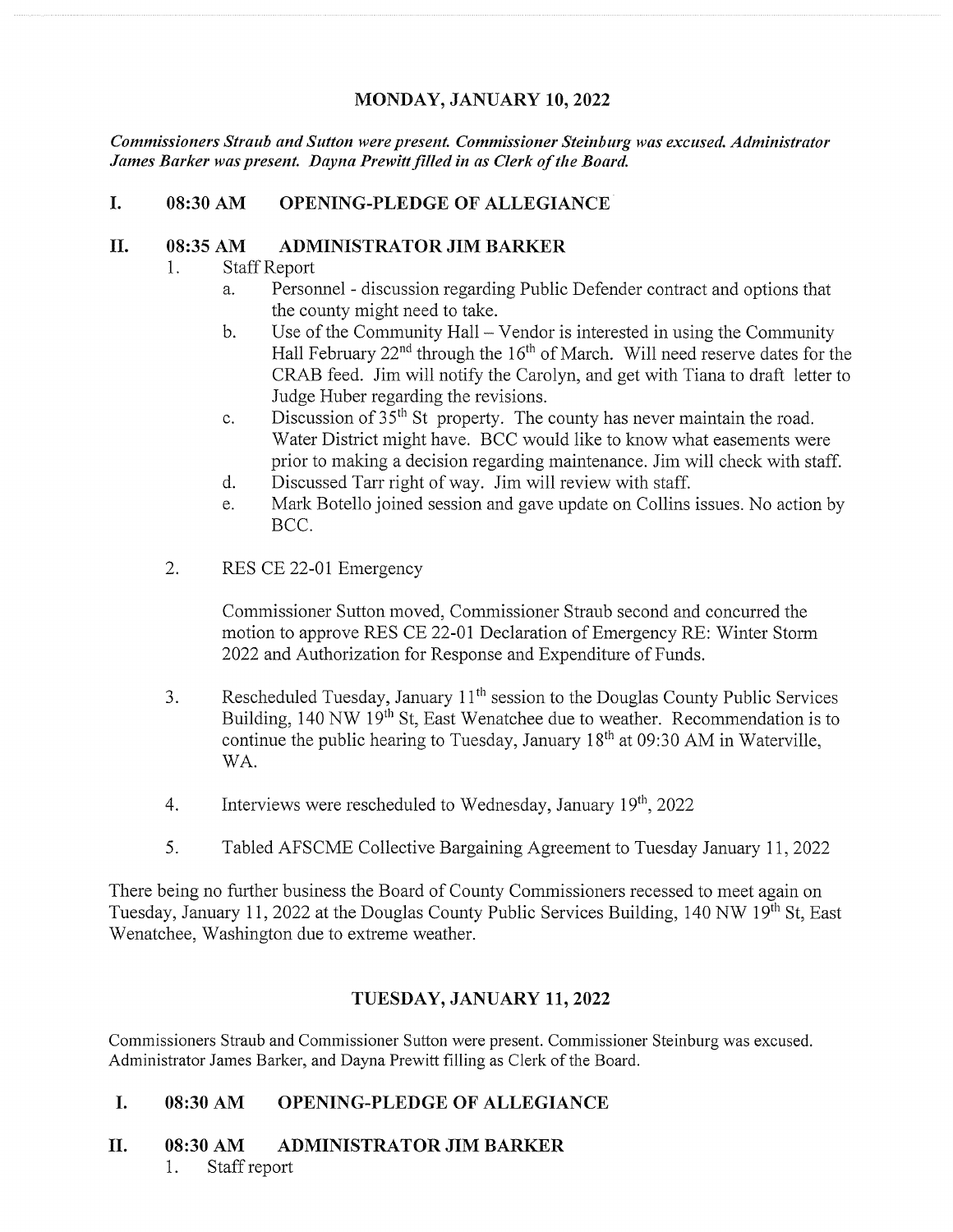## MONDAY, JANUARY 10, 2022

*Commissioners Straub and Sutton were present. Commissioner Steinburg was excused. Administrator James Barker was present. Dayna Prewitt filled in as Clerk of the Board.*

### I. 08:30 AM OPENING-PLEDGE OF ALLEGIANCE

### II. 08:35 AM ADMINISTRATOR JIM BARKER

1. Staff Report
   a. Personnel - discussion regarding Public Defender contract and options that the county might need to take.
   b. Use of the Community Hall – Vendor is interested in using the Community Hall February 22nd through the 16th of March. Will need reserve dates for the CRAB feed. Jim will notify the Carolyn, and get with Tiana to draft letter to Judge Huber regarding the revisions.
   c. Discussion of 35th St property. The county has never maintain the road. Water District might have. BCC would like to know what easements were prior to making a decision regarding maintenance. Jim will check with staff.
   d. Discussed Tarr right of way. Jim will review with staff.
   e. Mark Botello joined session and gave update on Collins issues. No action by BCC.

2. RES CE 22-01 Emergency

   Commissioner Sutton moved, Commissioner Straub second and concurred the motion to approve RES CE 22-01 Declaration of Emergency RE: Winter Storm 2022 and Authorization for Response and Expenditure of Funds.

3. Rescheduled Tuesday, January 11th session to the Douglas County Public Services Building, 140 NW 19th St, East Wenatchee due to weather. Recommendation is to continue the public hearing to Tuesday, January 18th at 09:30 AM in Waterville, WA.

4. Interviews were rescheduled to Wednesday, January 19th, 2022

5. Tabled AFSCME Collective Bargaining Agreement to Tuesday January 11, 2022

There being no further business the Board of County Commissioners recessed to meet again on Tuesday, January 11, 2022 at the Douglas County Public Services Building, 140 NW 19th St, East Wenatchee, Washington due to extreme weather.

## TUESDAY, JANUARY 11, 2022

Commissioners Straub and Commissioner Sutton were present. Commissioner Steinburg was excused. Administrator James Barker, and Dayna Prewitt filling as Clerk of the Board.

### I. 08:30 AM OPENING-PLEDGE OF ALLEGIANCE

### II. 08:30 AM ADMINISTRATOR JIM BARKER

1. Staff report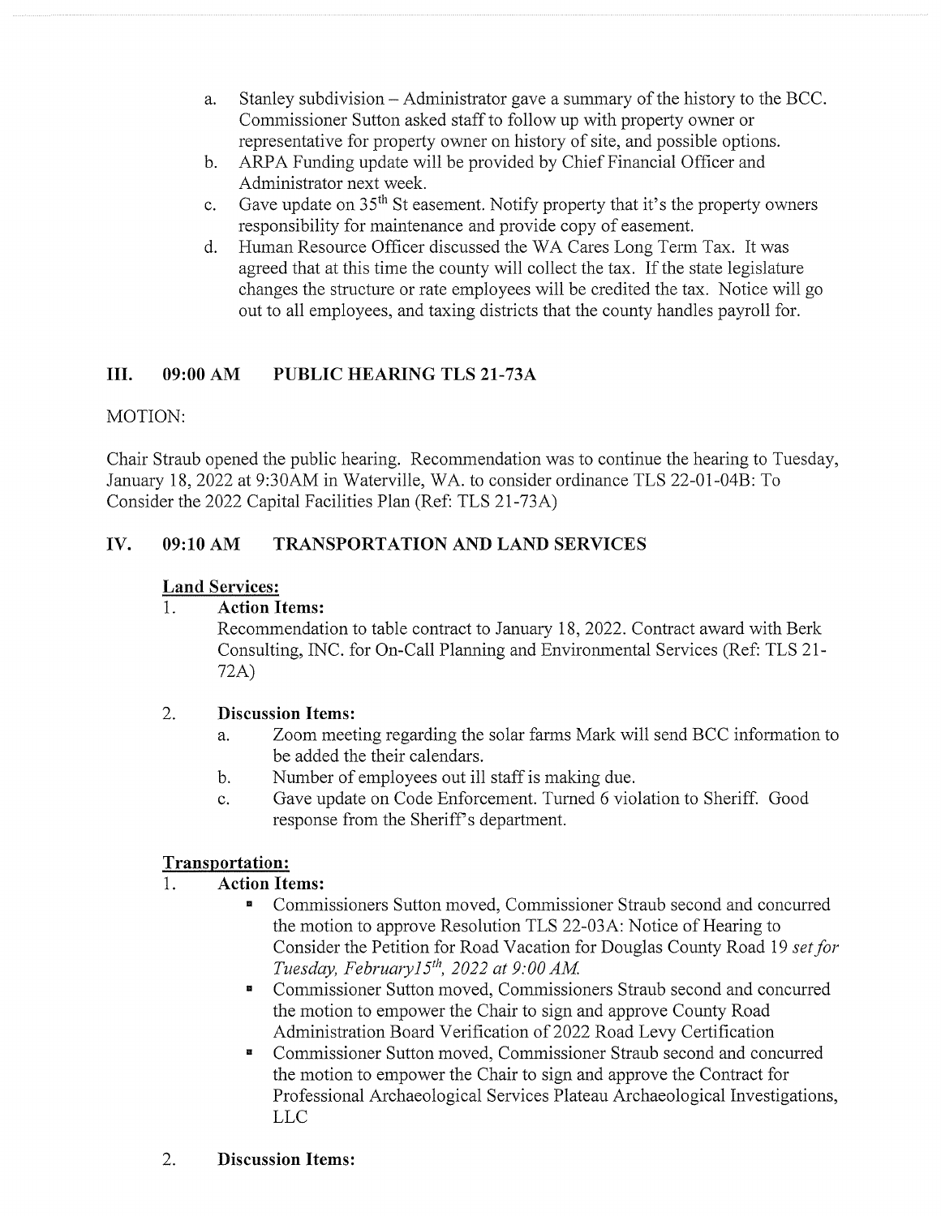a. Stanley subdivision – Administrator gave a summary of the history to the BCC. Commissioner Sutton asked staff to follow up with property owner or representative for property owner on history of site, and possible options.
b. ARPA Funding update will be provided by Chief Financial Officer and Administrator next week.
c. Gave update on 35th St easement. Notify property that it's the property owners responsibility for maintenance and provide copy of easement.
d. Human Resource Officer discussed the WA Cares Long Term Tax. It was agreed that at this time the county will collect the tax. If the state legislature changes the structure or rate employees will be credited the tax. Notice will go out to all employees, and taxing districts that the county handles payroll for.

## III. 09:00 AM PUBLIC HEARING TLS 21-73A

MOTION:

Chair Straub opened the public hearing. Recommendation was to continue the hearing to Tuesday, January 18, 2022 at 9:30AM in Waterville, WA. to consider ordinance TLS 22-01-04B: To Consider the 2022 Capital Facilities Plan (Ref: TLS 21-73A)

## IV. 09:10 AM TRANSPORTATION AND LAND SERVICES

**Land Services:**

1. **Action Items:**
   Recommendation to table contract to January 18, 2022. Contract award with Berk Consulting, INC. for On-Call Planning and Environmental Services (Ref: TLS 21-72A)

2. **Discussion Items:**
   a. Zoom meeting regarding the solar farms Mark will send BCC information to be added the their calendars.
   b. Number of employees out ill staff is making due.
   c. Gave update on Code Enforcement. Turned 6 violation to Sheriff. Good response from the Sheriff's department.

**Transportation:**

1. **Action Items:**
   - Commissioners Sutton moved, Commissioner Straub second and concurred the motion to approve Resolution TLS 22-03A: Notice of Hearing to Consider the Petition for Road Vacation for Douglas County Road 19 *set for Tuesday, February15th, 2022 at 9:00 AM.*
   - Commissioner Sutton moved, Commissioners Straub second and concurred the motion to empower the Chair to sign and approve County Road Administration Board Verification of 2022 Road Levy Certification
   - Commissioner Sutton moved, Commissioner Straub second and concurred the motion to empower the Chair to sign and approve the Contract for Professional Archaeological Services Plateau Archaeological Investigations, LLC

2. **Discussion Items:**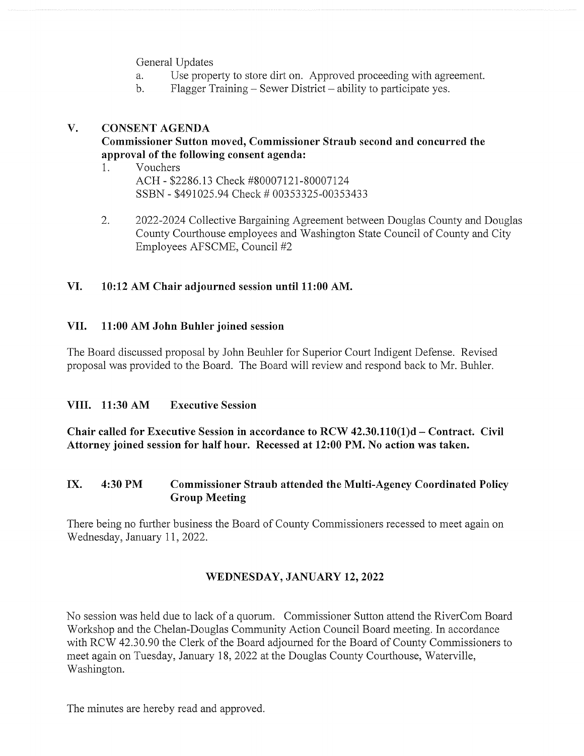General Updates

a. Use property to store dirt on. Approved proceeding with agreement.
b. Flagger Training – Sewer District – ability to participate yes.

## V. CONSENT AGENDA

**Commissioner Sutton moved, Commissioner Straub second and concurred the approval of the following consent agenda:**

1. Vouchers
   ACH - $2286.13 Check #80007121-80007124
   SSBN - $491025.94 Check # 00353325-00353433

2. 2022-2024 Collective Bargaining Agreement between Douglas County and Douglas County Courthouse employees and Washington State Council of County and City Employees AFSCME, Council #2

## VI. 10:12 AM Chair adjourned session until 11:00 AM.

## VII. 11:00 AM John Buhler joined session

The Board discussed proposal by John Beuhler for Superior Court Indigent Defense. Revised proposal was provided to the Board. The Board will review and respond back to Mr. Buhler.

## VIII. 11:30 AM Executive Session

**Chair called for Executive Session in accordance to RCW 42.30.110(1)d – Contract. Civil Attorney joined session for half hour. Recessed at 12:00 PM. No action was taken.**

## IX. 4:30 PM Commissioner Straub attended the Multi-Agency Coordinated Policy Group Meeting

There being no further business the Board of County Commissioners recessed to meet again on Wednesday, January 11, 2022.

## WEDNESDAY, JANUARY 12, 2022

No session was held due to lack of a quorum. Commissioner Sutton attend the RiverCom Board Workshop and the Chelan-Douglas Community Action Council Board meeting. In accordance with RCW 42.30.90 the Clerk of the Board adjourned for the Board of County Commissioners to meet again on Tuesday, January 18, 2022 at the Douglas County Courthouse, Waterville, Washington.

The minutes are hereby read and approved.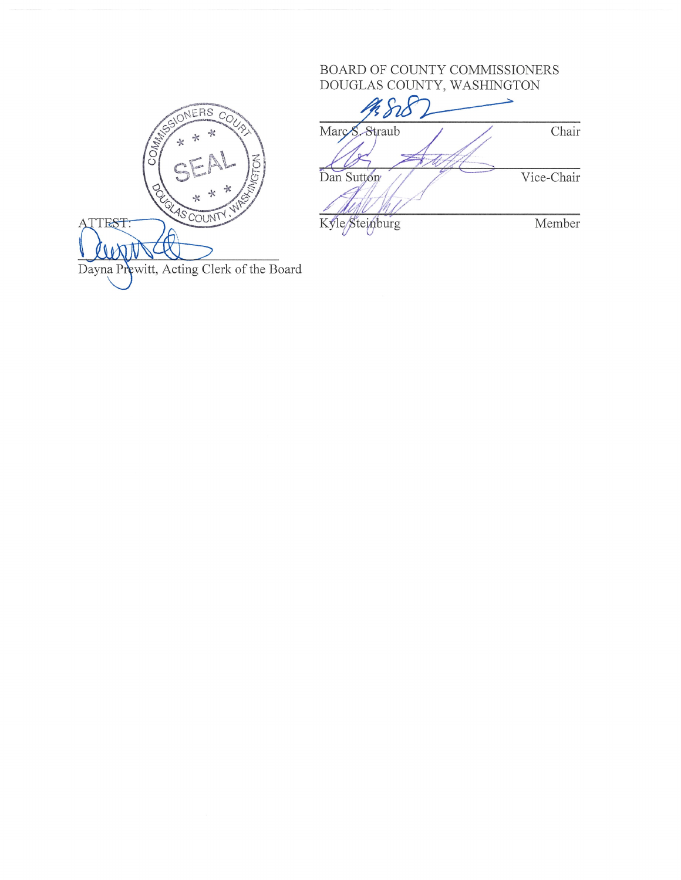BOARD OF COUNTY COMMISSIONERS
DOUGLAS COUNTY, WASHINGTON

| | |
|---|---|
| Marc S. Straub | Chair |
| Dan Sutton | Vice-Chair |
| Kyle Steinburg | Member |

COMMISSIONERS COURT
SEAL
DOUGLAS COUNTY, WASHINGTON

ATTEST:

Dayna Prewitt, Acting Clerk of the Board